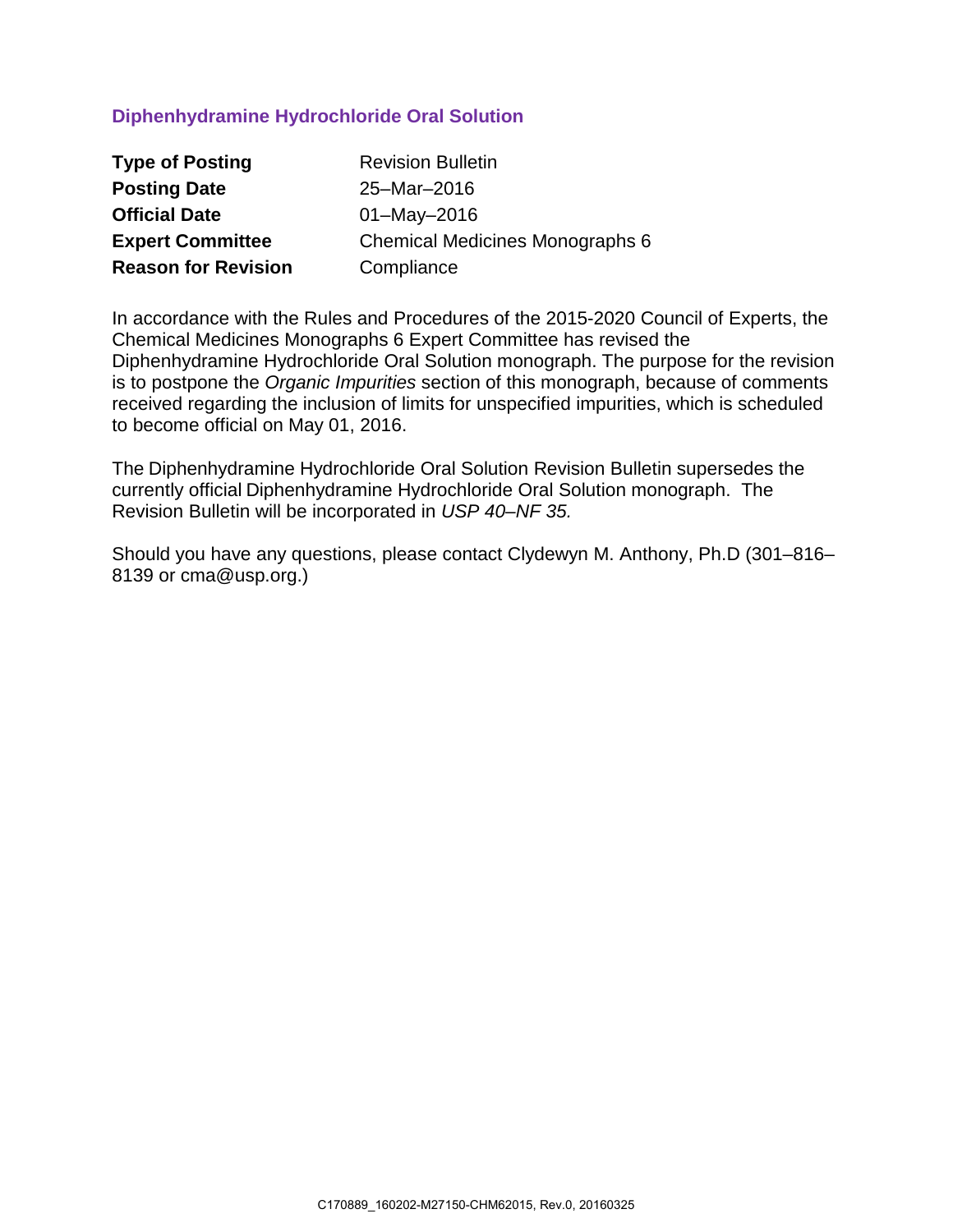## Diphenhydramine Hydrochloride Oral Solution

| | |
|---|---|
| **Type of Posting** | Revision Bulletin |
| **Posting Date** | 25–Mar–2016 |
| **Official Date** | 01–May–2016 |
| **Expert Committee** | Chemical Medicines Monographs 6 |
| **Reason for Revision** | Compliance |

In accordance with the Rules and Procedures of the 2015-2020 Council of Experts, the Chemical Medicines Monographs 6 Expert Committee has revised the Diphenhydramine Hydrochloride Oral Solution monograph. The purpose for the revision is to postpone the *Organic Impurities* section of this monograph, because of comments received regarding the inclusion of limits for unspecified impurities, which is scheduled to become official on May 01, 2016.

The Diphenhydramine Hydrochloride Oral Solution Revision Bulletin supersedes the currently official Diphenhydramine Hydrochloride Oral Solution monograph. The Revision Bulletin will be incorporated in *USP 40–NF 35.*

Should you have any questions, please contact Clydewyn M. Anthony, Ph.D (301–816–8139 or cma@usp.org.)

C170889_160202-M27150-CHM62015, Rev.0, 20160325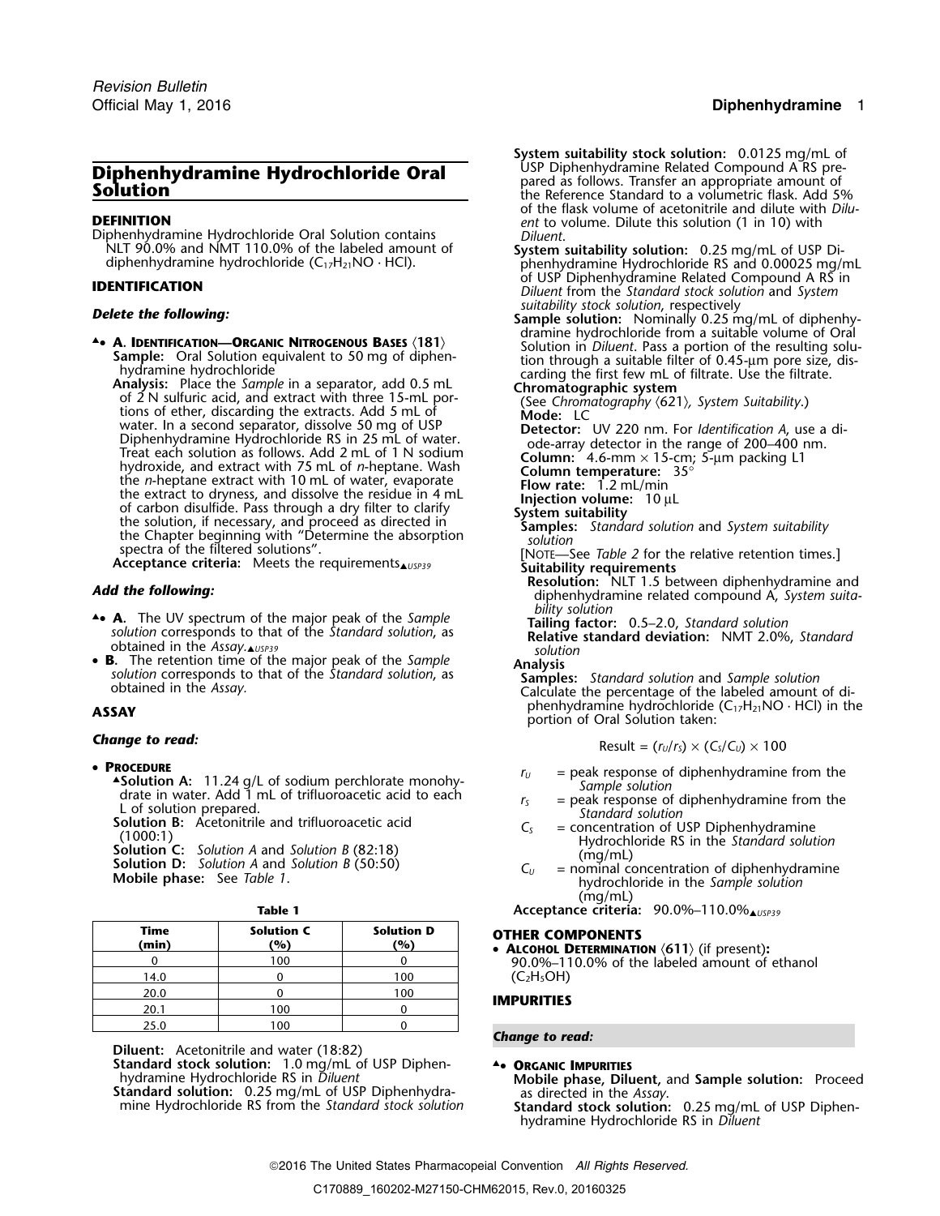# Diphenhydramine Hydrochloride Oral Solution

## DEFINITION

Diphenhydramine Hydrochloride Oral Solution contains NLT 90.0% and NMT 110.0% of the labeled amount of diphenhydramine hydrochloride ($C_{17}H_{21}NO \cdot HCl$).

## IDENTIFICATION

***Delete the following:***

▲• **A. Identification—Organic Nitrogenous Bases** 〈181〉

**Sample:** Oral Solution equivalent to 50 mg of diphenhydramine hydrochloride

**Analysis:** Place the *Sample* in a separator, add 0.5 mL of 2 N sulfuric acid, and extract with three 15-mL portions of ether, discarding the extracts. Add 5 mL of water. In a second separator, dissolve 50 mg of USP Diphenhydramine Hydrochloride RS in 25 mL of water. Treat each solution as follows. Add 2 mL of 1 N sodium hydroxide, and extract with 75 mL of *n*-heptane. Wash the *n*-heptane extract with 10 mL of water, evaporate the extract to dryness, and dissolve the residue in 4 mL of carbon disulfide. Pass through a dry filter to clarify the solution, if necessary, and proceed as directed in the Chapter beginning with "Determine the absorption spectra of the filtered solutions".

**Acceptance criteria:** Meets the requirements▲USP39

***Add the following:***

▲• **A.** The UV spectrum of the major peak of the *Sample solution* corresponds to that of the *Standard solution*, as obtained in the *Assay*.▲USP39

• **B.** The retention time of the major peak of the *Sample solution* corresponds to that of the *Standard solution*, as obtained in the *Assay*.

## ASSAY

***Change to read:***

• **Procedure**

▲**Solution A:** 11.24 g/L of sodium perchlorate monohydrate in water. Add 1 mL of trifluoroacetic acid to each L of solution prepared.

**Solution B:** Acetonitrile and trifluoroacetic acid (1000:1)

**Solution C:** *Solution A* and *Solution B* (82:18)

**Solution D:** *Solution A* and *Solution B* (50:50)

**Mobile phase:** See *Table 1*.

**Table 1**

| Time (min) | Solution C (%) | Solution D (%) |
|---|---|---|
| 0 | 100 | 0 |
| 14.0 | 0 | 100 |
| 20.0 | 0 | 100 |
| 20.1 | 100 | 0 |
| 25.0 | 100 | 0 |

**Diluent:** Acetonitrile and water (18:82)

**Standard stock solution:** 1.0 mg/mL of USP Diphenhydramine Hydrochloride RS in *Diluent*

**Standard solution:** 0.25 mg/mL of USP Diphenhydramine Hydrochloride RS from the *Standard stock solution*

**System suitability stock solution:** 0.0125 mg/mL of USP Diphenhydramine Related Compound A RS prepared as follows. Transfer an appropriate amount of the Reference Standard to a volumetric flask. Add 5% of the flask volume of acetonitrile and dilute with *Diluent* to volume. Dilute this solution (1 in 10) with *Diluent*.

**System suitability solution:** 0.25 mg/mL of USP Diphenhydramine Hydrochloride RS and 0.00025 mg/mL of USP Diphenhydramine Related Compound A RS in *Diluent* from the *Standard stock solution* and *System suitability stock solution*, respectively

**Sample solution:** Nominally 0.25 mg/mL of diphenhydramine hydrochloride from a suitable volume of Oral Solution in *Diluent*. Pass a portion of the resulting solution through a suitable filter of 0.45-µm pore size, discarding the first few mL of filtrate. Use the filtrate.

**Chromatographic system**

(See *Chromatography* 〈621〉*, System Suitability*.)

**Mode:** LC

**Detector:** UV 220 nm. For *Identification A*, use a diode-array detector in the range of 200–400 nm.

**Column:** 4.6-mm × 15-cm; 5-µm packing L1

**Column temperature:** 35°

**Flow rate:** 1.2 mL/min

**Injection volume:** 10 µL

**System suitability**

**Samples:** *Standard solution* and *System suitability solution*

[Note—See *Table 2* for the relative retention times.]

**Suitability requirements**

**Resolution:** NLT 1.5 between diphenhydramine and diphenhydramine related compound A, *System suitability solution*

**Tailing factor:** 0.5–2.0, *Standard solution*

**Relative standard deviation:** NMT 2.0%, *Standard solution*

**Analysis**

**Samples:** *Standard solution* and *Sample solution*

Calculate the percentage of the labeled amount of diphenhydramine hydrochloride ($C_{17}H_{21}NO \cdot HCl$) in the portion of Oral Solution taken:

$$\text{Result} = (r_U/r_S) \times (C_S/C_U) \times 100$$

$r_U$ = peak response of diphenhydramine from the *Sample solution*

$r_S$ = peak response of diphenhydramine from the *Standard solution*

$C_S$ = concentration of USP Diphenhydramine Hydrochloride RS in the *Standard solution* (mg/mL)

$C_U$ = nominal concentration of diphenhydramine hydrochloride in the *Sample solution* (mg/mL)

**Acceptance criteria:** 90.0%–110.0%▲USP39

## OTHER COMPONENTS

• **Alcohol Determination** 〈611〉 (if present): 90.0%–110.0% of the labeled amount of ethanol ($C_2H_5OH$)

## IMPURITIES

***Change to read:***

▲• **Organic Impurities**

**Mobile phase, Diluent,** and **Sample solution:** Proceed as directed in the *Assay*.

**Standard stock solution:** 0.25 mg/mL of USP Diphenhydramine Hydrochloride RS in *Diluent*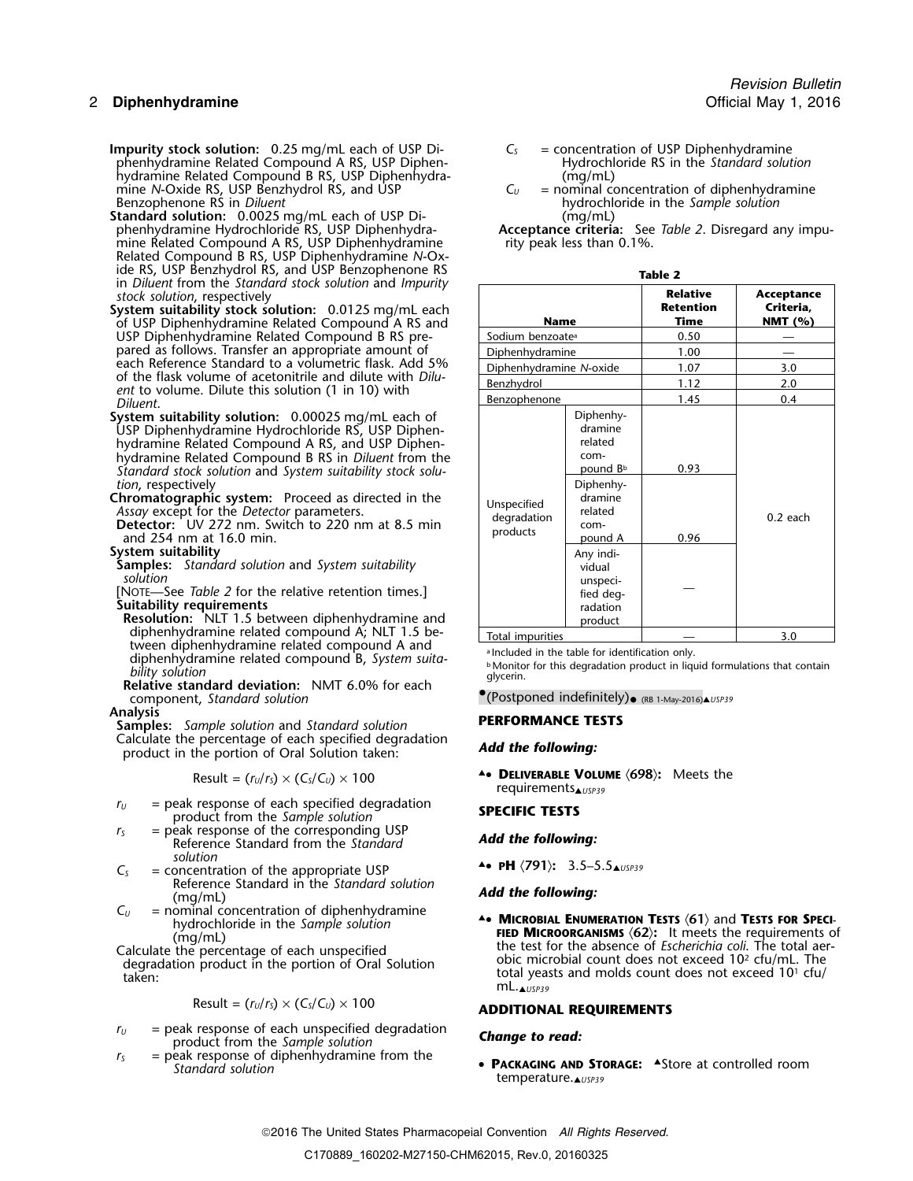**Impurity stock solution:** 0.25 mg/mL each of USP Diphenhydramine Related Compound A RS, USP Diphenhydramine Related Compound B RS, USP Diphenhydramine *N*-Oxide RS, USP Benzhydrol RS, and USP Benzophenone RS in *Diluent*

**Standard solution:** 0.0025 mg/mL each of USP Diphenhydramine Hydrochloride RS, USP Diphenhydramine Related Compound A RS, USP Diphenhydramine Related Compound B RS, USP Diphenhydramine *N*-Oxide RS, USP Benzhydrol RS, and USP Benzophenone RS in *Diluent* from the *Standard stock solution* and *Impurity stock solution*, respectively

**System suitability stock solution:** 0.0125 mg/mL each of USP Diphenhydramine Related Compound A RS and USP Diphenhydramine Related Compound B RS prepared as follows. Transfer an appropriate amount of each Reference Standard to a volumetric flask. Add 5% of the flask volume of acetonitrile and dilute with *Diluent* to volume. Dilute this solution (1 in 10) with *Diluent*.

**System suitability solution:** 0.00025 mg/mL each of USP Diphenhydramine Hydrochloride RS, USP Diphenhydramine Related Compound A RS, and USP Diphenhydramine Related Compound B RS in *Diluent* from the *Standard stock solution* and *System suitability stock solution*, respectively

**Chromatographic system:** Proceed as directed in the *Assay* except for the *Detector* parameters.

**Detector:** UV 272 nm. Switch to 220 nm at 8.5 min and 254 nm at 16.0 min.

**System suitability**

**Samples:** *Standard solution* and *System suitability solution*

[NOTE—See *Table 2* for the relative retention times.]

**Suitability requirements**

**Resolution:** NLT 1.5 between diphenhydramine and diphenhydramine related compound A; NLT 1.5 between diphenhydramine related compound A and diphenhydramine related compound B, *System suitability solution*

**Relative standard deviation:** NMT 6.0% for each component, *Standard solution*

**Analysis**

**Samples:** *Sample solution* and *Standard solution*

Calculate the percentage of each specified degradation product in the portion of Oral Solution taken:

$$\text{Result} = (r_U/r_S) \times (C_S/C_U) \times 100$$

$r_U$ = peak response of each specified degradation product from the *Sample solution*

$r_S$ = peak response of the corresponding USP Reference Standard from the *Standard solution*

$C_S$ = concentration of the appropriate USP Reference Standard in the *Standard solution* (mg/mL)

$C_U$ = nominal concentration of diphenhydramine hydrochloride in the *Sample solution* (mg/mL)

Calculate the percentage of each unspecified degradation product in the portion of Oral Solution taken:

$$\text{Result} = (r_U/r_S) \times (C_S/C_U) \times 100$$

$r_U$ = peak response of each unspecified degradation product from the *Sample solution*

$r_S$ = peak response of diphenhydramine from the *Standard solution*

$C_S$ = concentration of USP Diphenhydramine Hydrochloride RS in the *Standard solution* (mg/mL)

$C_U$ = nominal concentration of diphenhydramine hydrochloride in the *Sample solution* (mg/mL)

**Acceptance criteria:** See *Table 2*. Disregard any impurity peak less than 0.1%.

**Table 2**

| Name | | Relative Retention Time | Acceptance Criteria, NMT (%) |
|---|---|---|---|
| Sodium benzoate[a] | | 0.50 | — |
| Diphenhydramine | | 1.00 | — |
| Diphenhydramine *N*-oxide | | 1.07 | 3.0 |
| Benzhydrol | | 1.12 | 2.0 |
| Benzophenone | | 1.45 | 0.4 |
| Unspecified degradation products | Diphenhydramine related compound B[b] | 0.93 | 0.2 each |
| | Diphenhydramine related compound A | 0.96 | |
| | Any individual unspecified degradation product | — | |
| Total impurities | | — | 3.0 |

[a] Included in the table for identification only.

[b] Monitor for this degradation product in liquid formulations that contain glycerin.

•(Postponed indefinitely)• (RB 1-May-2016)▲USP39

## PERFORMANCE TESTS

***Add the following:***

▲• **DELIVERABLE VOLUME 〈698〉:** Meets the requirements▲USP39

## SPECIFIC TESTS

***Add the following:***

▲• **pH 〈791〉:** 3.5–5.5▲USP39

***Add the following:***

▲• **MICROBIAL ENUMERATION TESTS 〈61〉** and **TESTS FOR SPECIFIED MICROORGANISMS 〈62〉:** It meets the requirements of the test for the absence of *Escherichia coli*. The total aerobic microbial count does not exceed $10^2$ cfu/mL. The total yeasts and molds count does not exceed $10^1$ cfu/mL.▲USP39

## ADDITIONAL REQUIREMENTS

***Change to read:***

• **PACKAGING AND STORAGE:** ▲Store at controlled room temperature.▲USP39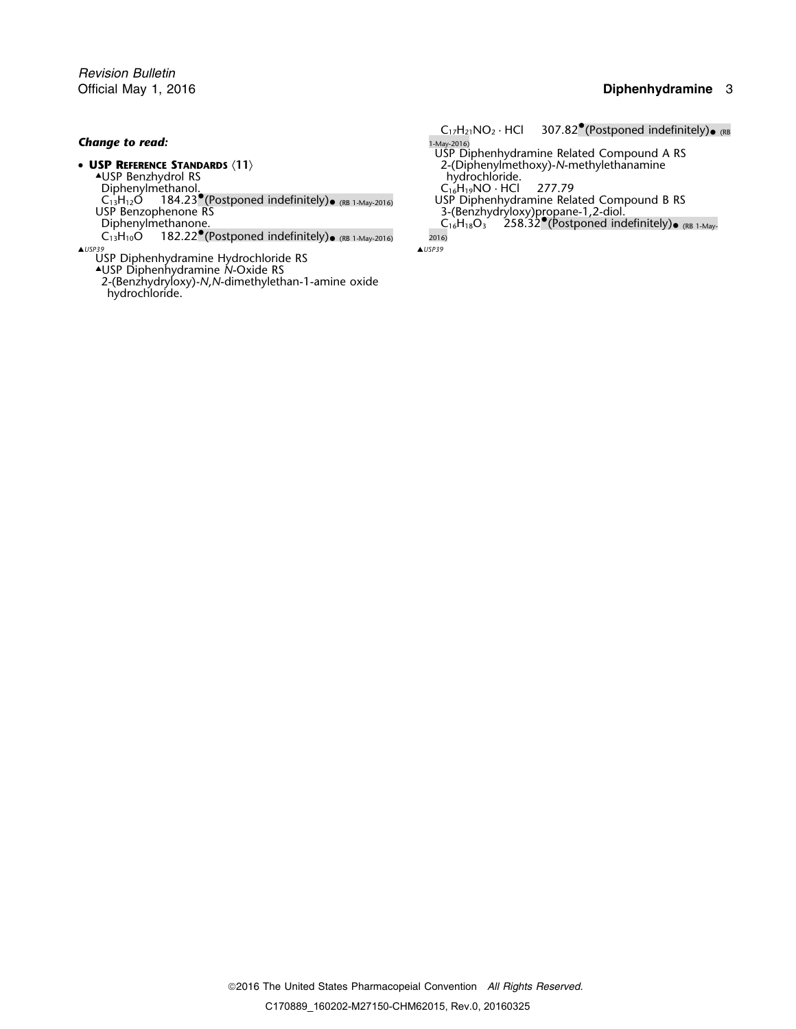***Change to read:***

- **USP Reference Standards** ⟨11⟩

▲USP Benzhydrol RS
Diphenylmethanol.
$C_{13}H_{12}O$ 184.23●(Postponed indefinitely)● (RB 1-May-2016)
USP Benzophenone RS
Diphenylmethanone.
$C_{13}H_{10}O$ 182.22●(Postponed indefinitely)● (RB 1-May-2016)
▲USP39
USP Diphenhydramine Hydrochloride RS
▲USP Diphenhydramine *N*-Oxide RS
2-(Benzhydryloxy)-*N*,*N*-dimethylethan-1-amine oxide hydrochloride.
$C_{17}H_{21}NO_2 \cdot HCl$ 307.82●(Postponed indefinitely)● (RB 1-May-2016)
USP Diphenhydramine Related Compound A RS
2-(Diphenylmethoxy)-*N*-methylethanamine hydrochloride.
$C_{16}H_{19}NO \cdot HCl$ 277.79
USP Diphenhydramine Related Compound B RS
3-(Benzhydryloxy)propane-1,2-diol.
$C_{16}H_{18}O_3$ 258.32●(Postponed indefinitely)● (RB 1-May-2016)
▲USP39